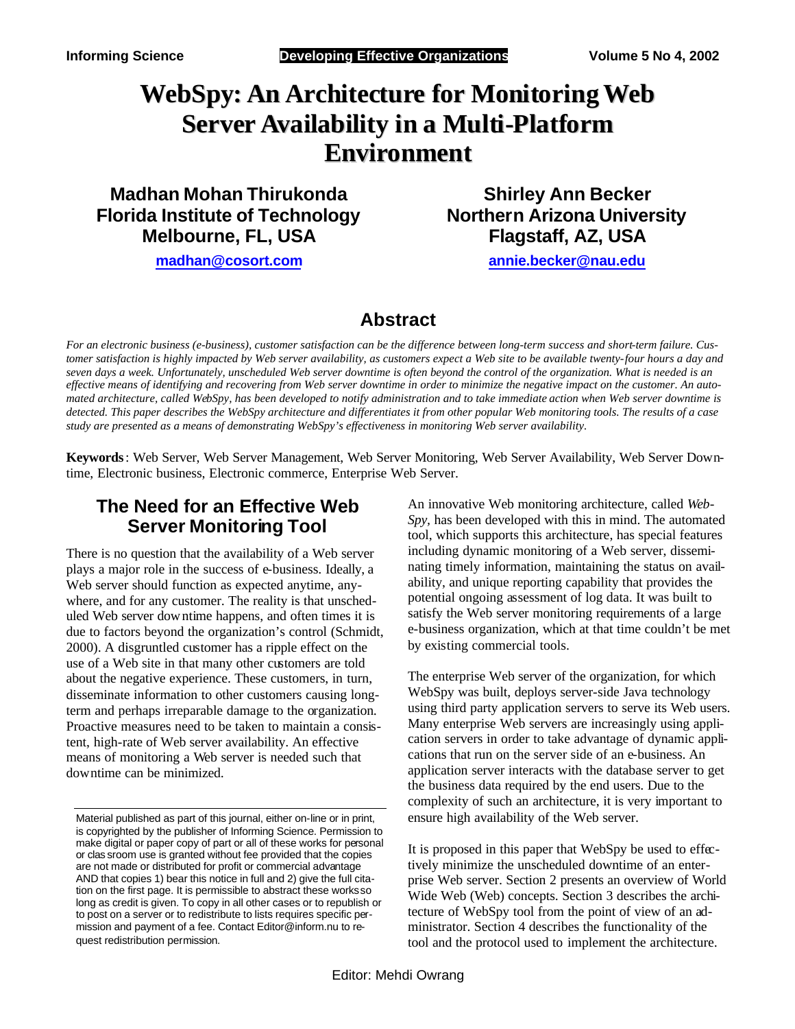# WebSpy: An Architecture for Monitoring Web Server Availability in a Multi-Platform Environment

**Madhan Mohan Thirukonda**
**Florida Institute of Technology**
**Melbourne, FL, USA**

**madhan@cosort.com**

**Shirley Ann Becker**
**Northern Arizona University**
**Flagstaff, AZ, USA**

**annie.becker@nau.edu**

## Abstract

*For an electronic business (e-business), customer satisfaction can be the difference between long-term success and short-term failure. Customer satisfaction is highly impacted by Web server availability, as customers expect a Web site to be available twenty-four hours a day and seven days a week. Unfortunately, unscheduled Web server downtime is often beyond the control of the organization. What is needed is an effective means of identifying and recovering from Web server downtime in order to minimize the negative impact on the customer. An automated architecture, called WebSpy, has been developed to notify administration and to take immediate action when Web server downtime is detected. This paper describes the WebSpy architecture and differentiates it from other popular Web monitoring tools. The results of a case study are presented as a means of demonstrating WebSpy's effectiveness in monitoring Web server availability.*

**Keywords**: Web Server, Web Server Management, Web Server Monitoring, Web Server Availability, Web Server Downtime, Electronic business, Electronic commerce, Enterprise Web Server.

## The Need for an Effective Web Server Monitoring Tool

There is no question that the availability of a Web server plays a major role in the success of e-business. Ideally, a Web server should function as expected anytime, anywhere, and for any customer. The reality is that unscheduled Web server downtime happens, and often times it is due to factors beyond the organization's control (Schmidt, 2000). A disgruntled customer has a ripple effect on the use of a Web site in that many other customers are told about the negative experience. These customers, in turn, disseminate information to other customers causing long-term and perhaps irreparable damage to the organization. Proactive measures need to be taken to maintain a consistent, high-rate of Web server availability. An effective means of monitoring a Web server is needed such that downtime can be minimized.

An innovative Web monitoring architecture, called *WebSpy*, has been developed with this in mind. The automated tool, which supports this architecture, has special features including dynamic monitoring of a Web server, disseminating timely information, maintaining the status on availability, and unique reporting capability that provides the potential ongoing assessment of log data. It was built to satisfy the Web server monitoring requirements of a large e-business organization, which at that time couldn't be met by existing commercial tools.

The enterprise Web server of the organization, for which WebSpy was built, deploys server-side Java technology using third party application servers to serve its Web users. Many enterprise Web servers are increasingly using application servers in order to take advantage of dynamic applications that run on the server side of an e-business. An application server interacts with the database server to get the business data required by the end users. Due to the complexity of such an architecture, it is very important to ensure high availability of the Web server.

It is proposed in this paper that WebSpy be used to effectively minimize the unscheduled downtime of an enterprise Web server. Section 2 presents an overview of World Wide Web (Web) concepts. Section 3 describes the architecture of WebSpy tool from the point of view of an administrator. Section 4 describes the functionality of the tool and the protocol used to implement the architecture.

Material published as part of this journal, either on-line or in print, is copyrighted by the publisher of Informing Science. Permission to make digital or paper copy of part or all of these works for personal or classroom use is granted without fee provided that the copies are not made or distributed for profit or commercial advantage AND that copies 1) bear this notice in full and 2) give the full citation on the first page. It is permissible to abstract these works so long as credit is given. To copy in all other cases or to republish or to post on a server or to redistribute to lists requires specific permission and payment of a fee. Contact Editor@inform.nu to request redistribution permission.

Editor: Mehdi Owrang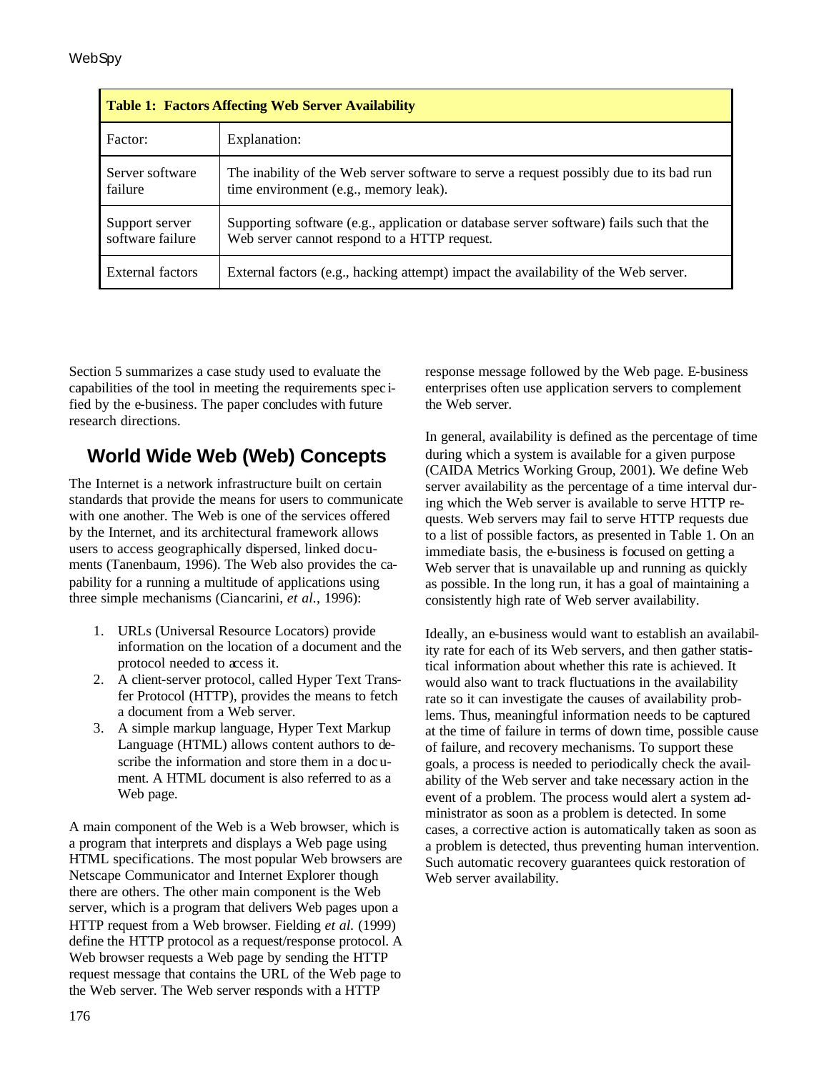**Table 1: Factors Affecting Web Server Availability**

| Factor: | Explanation: |
|---|---|
| Server software failure | The inability of the Web server software to serve a request possibly due to its bad run time environment (e.g., memory leak). |
| Support server software failure | Supporting software (e.g., application or database server software) fails such that the Web server cannot respond to a HTTP request. |
| External factors | External factors (e.g., hacking attempt) impact the availability of the Web server. |

Section 5 summarizes a case study used to evaluate the capabilities of the tool in meeting the requirements specified by the e-business. The paper concludes with future research directions.

## World Wide Web (Web) Concepts

The Internet is a network infrastructure built on certain standards that provide the means for users to communicate with one another. The Web is one of the services offered by the Internet, and its architectural framework allows users to access geographically dispersed, linked documents (Tanenbaum, 1996). The Web also provides the capability for a running a multitude of applications using three simple mechanisms (Ciancarini, *et al.*, 1996):

1. URLs (Universal Resource Locators) provide information on the location of a document and the protocol needed to access it.
2. A client-server protocol, called Hyper Text Transfer Protocol (HTTP), provides the means to fetch a document from a Web server.
3. A simple markup language, Hyper Text Markup Language (HTML) allows content authors to describe the information and store them in a document. A HTML document is also referred to as a Web page.

A main component of the Web is a Web browser, which is a program that interprets and displays a Web page using HTML specifications. The most popular Web browsers are Netscape Communicator and Internet Explorer though there are others. The other main component is the Web server, which is a program that delivers Web pages upon a HTTP request from a Web browser. Fielding *et al.* (1999) define the HTTP protocol as a request/response protocol. A Web browser requests a Web page by sending the HTTP request message that contains the URL of the Web page to the Web server. The Web server responds with a HTTP response message followed by the Web page. E-business enterprises often use application servers to complement the Web server.

In general, availability is defined as the percentage of time during which a system is available for a given purpose (CAIDA Metrics Working Group, 2001). We define Web server availability as the percentage of a time interval during which the Web server is available to serve HTTP requests. Web servers may fail to serve HTTP requests due to a list of possible factors, as presented in Table 1. On an immediate basis, the e-business is focused on getting a Web server that is unavailable up and running as quickly as possible. In the long run, it has a goal of maintaining a consistently high rate of Web server availability.

Ideally, an e-business would want to establish an availability rate for each of its Web servers, and then gather statistical information about whether this rate is achieved. It would also want to track fluctuations in the availability rate so it can investigate the causes of availability problems. Thus, meaningful information needs to be captured at the time of failure in terms of down time, possible cause of failure, and recovery mechanisms. To support these goals, a process is needed to periodically check the availability of the Web server and take necessary action in the event of a problem. The process would alert a system administrator as soon as a problem is detected. In some cases, a corrective action is automatically taken as soon as a problem is detected, thus preventing human intervention. Such automatic recovery guarantees quick restoration of Web server availability.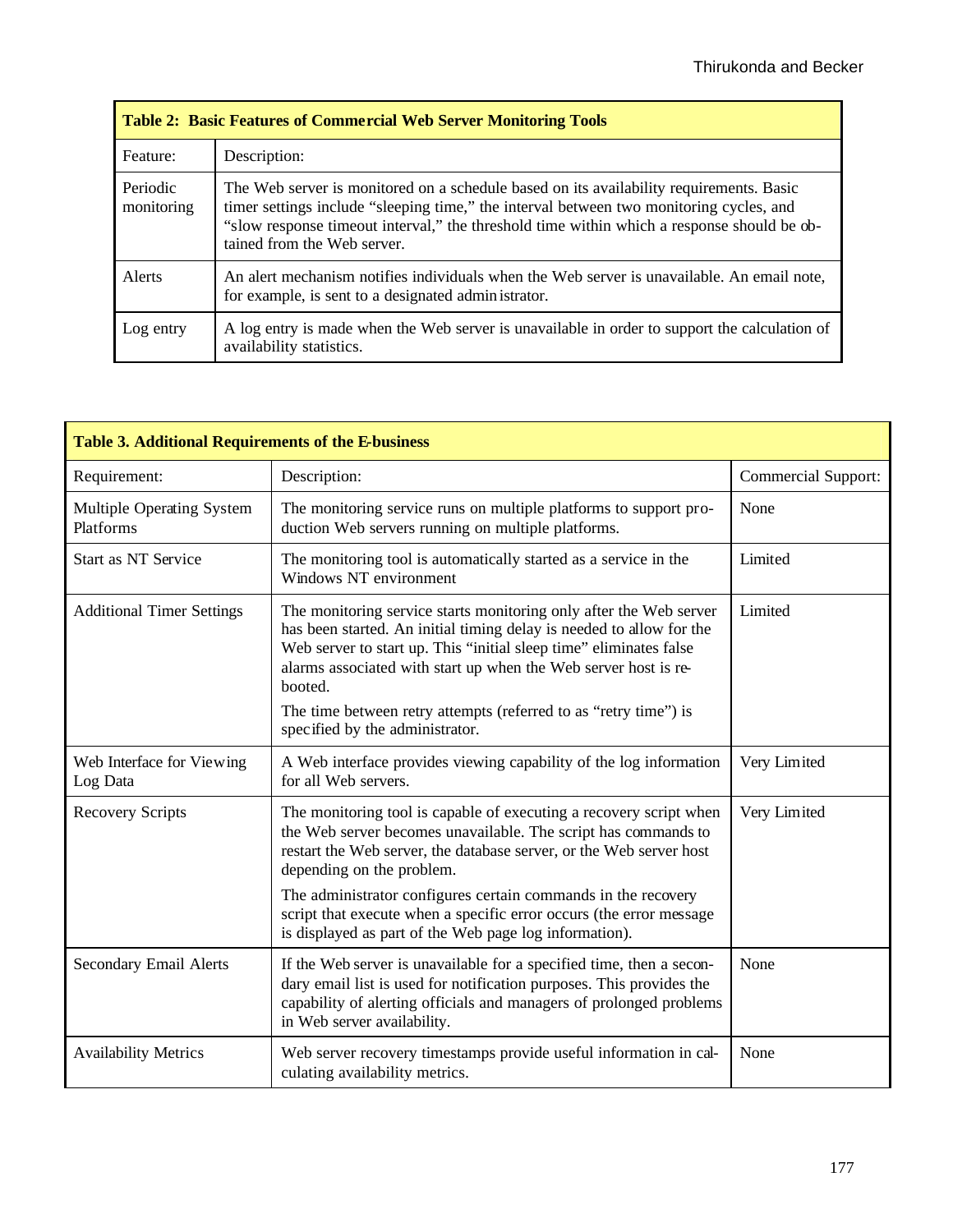**Table 2: Basic Features of Commercial Web Server Monitoring Tools**

| Feature: | Description: |
|---|---|
| Periodic monitoring | The Web server is monitored on a schedule based on its availability requirements. Basic timer settings include “sleeping time,” the interval between two monitoring cycles, and “slow response timeout interval,” the threshold time within which a response should be obtained from the Web server. |
| Alerts | An alert mechanism notifies individuals when the Web server is unavailable. An email note, for example, is sent to a designated administrator. |
| Log entry | A log entry is made when the Web server is unavailable in order to support the calculation of availability statistics. |

**Table 3. Additional Requirements of the E-business**

| Requirement: | Description: | Commercial Support: |
|---|---|---|
| Multiple Operating System Platforms | The monitoring service runs on multiple platforms to support production Web servers running on multiple platforms. | None |
| Start as NT Service | The monitoring tool is automatically started as a service in the Windows NT environment | Limited |
| Additional Timer Settings | The monitoring service starts monitoring only after the Web server has been started. An initial timing delay is needed to allow for the Web server to start up. This “initial sleep time” eliminates false alarms associated with start up when the Web server host is rebooted. The time between retry attempts (referred to as “retry time”) is specified by the administrator. | Limited |
| Web Interface for Viewing Log Data | A Web interface provides viewing capability of the log information for all Web servers. | Very Limited |
| Recovery Scripts | The monitoring tool is capable of executing a recovery script when the Web server becomes unavailable. The script has commands to restart the Web server, the database server, or the Web server host depending on the problem. The administrator configures certain commands in the recovery script that execute when a specific error occurs (the error message is displayed as part of the Web page log information). | Very Limited |
| Secondary Email Alerts | If the Web server is unavailable for a specified time, then a secondary email list is used for notification purposes. This provides the capability of alerting officials and managers of prolonged problems in Web server availability. | None |
| Availability Metrics | Web server recovery timestamps provide useful information in calculating availability metrics. | None |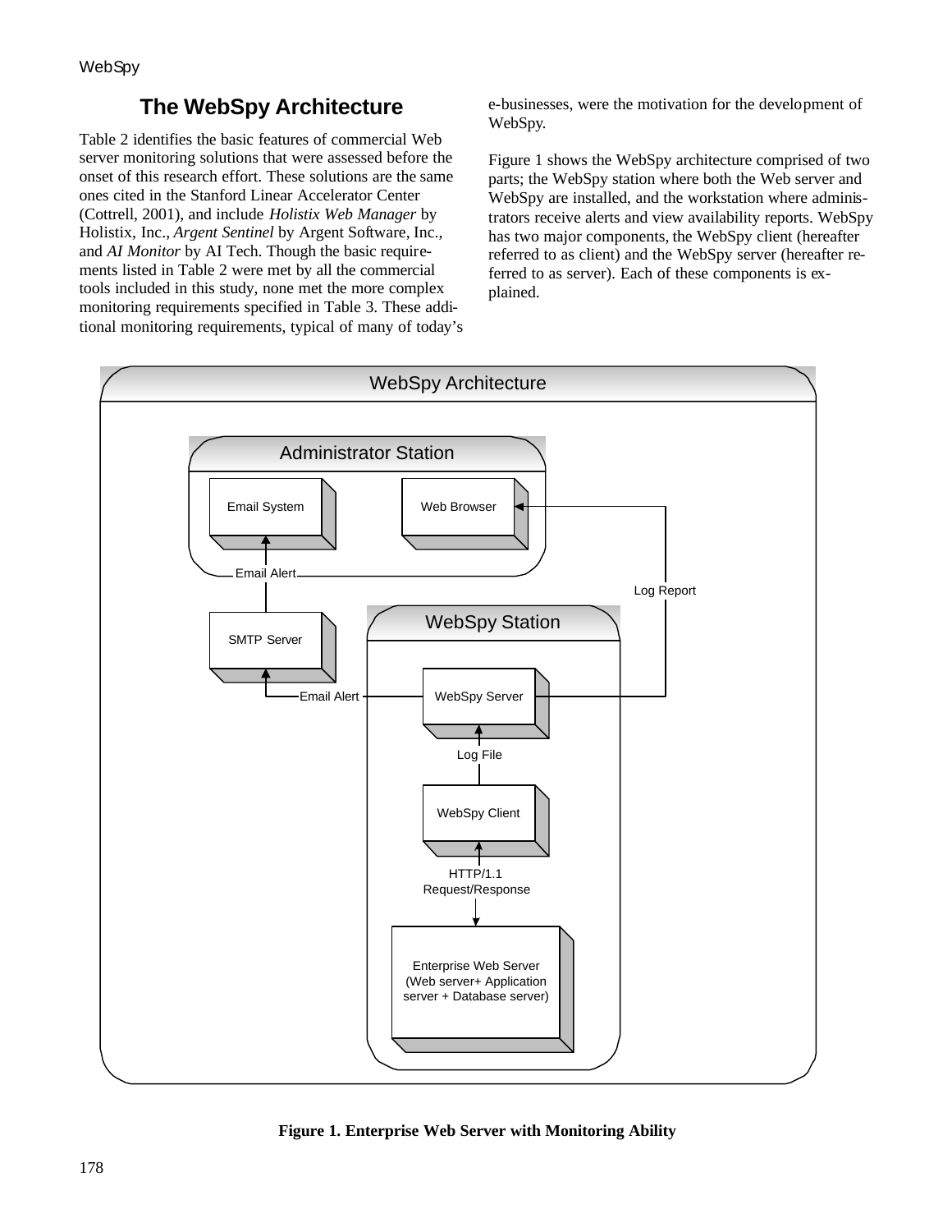## The WebSpy Architecture

Table 2 identifies the basic features of commercial Web server monitoring solutions that were assessed before the onset of this research effort. These solutions are the same ones cited in the Stanford Linear Accelerator Center (Cottrell, 2001), and include *Holistix Web Manager* by Holistix, Inc., *Argent Sentinel* by Argent Software, Inc., and *AI Monitor* by AI Tech. Though the basic requirements listed in Table 2 were met by all the commercial tools included in this study, none met the more complex monitoring requirements specified in Table 3. These additional monitoring requirements, typical of many of today's e-businesses, were the motivation for the development of WebSpy.

Figure 1 shows the WebSpy architecture comprised of two parts; the WebSpy station where both the Web server and WebSpy are installed, and the workstation where administrators receive alerts and view availability reports. WebSpy has two major components, the WebSpy client (hereafter referred to as client) and the WebSpy server (hereafter referred to as server). Each of these components is explained.

**Figure 1. Enterprise Web Server with Monitoring Ability**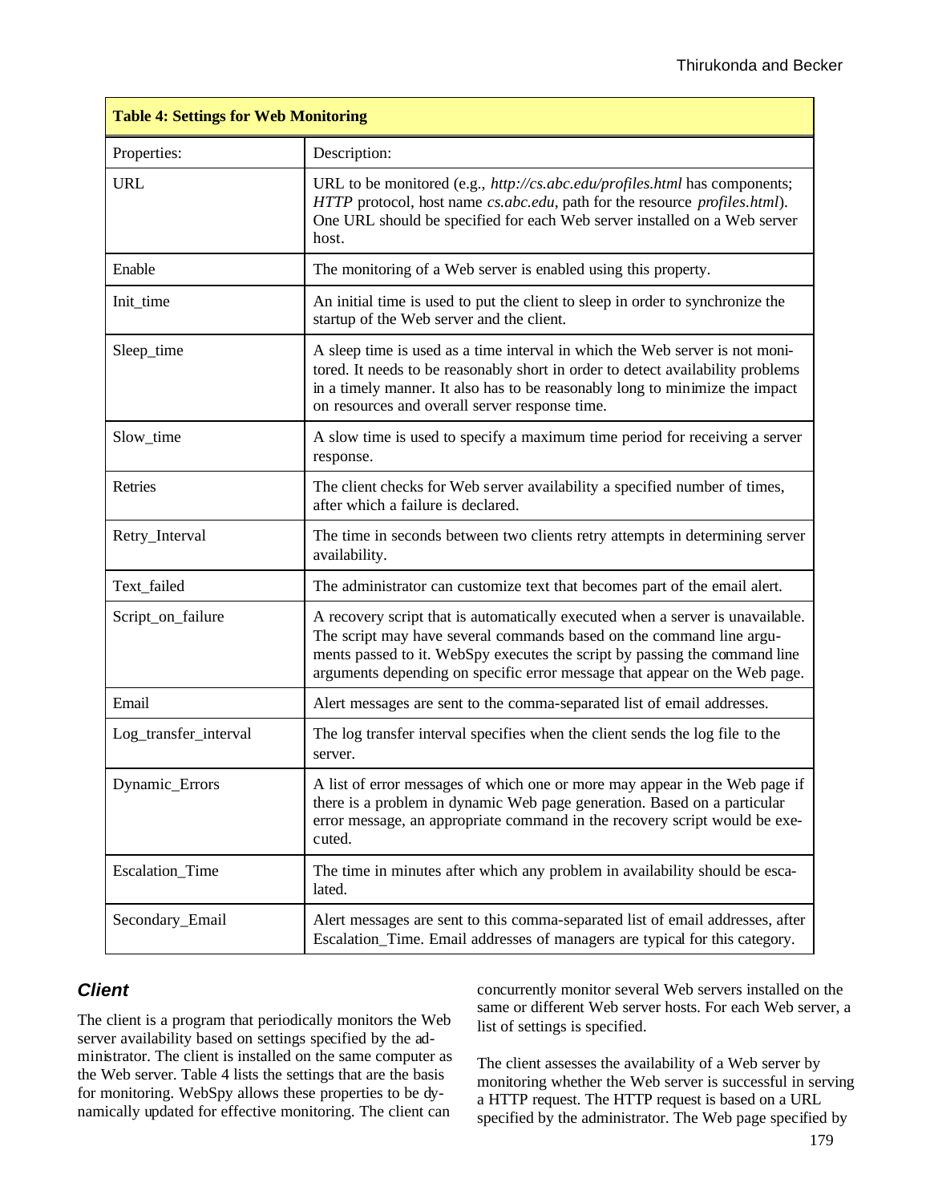| Table 4: Settings for Web Monitoring | |
|---|---|
| Properties: | Description: |
| URL | URL to be monitored (e.g., *http://cs.abc.edu/profiles.html* has components; *HTTP* protocol, host name *cs.abc.edu*, path for the resource *profiles.html*). One URL should be specified for each Web server installed on a Web server host. |
| Enable | The monitoring of a Web server is enabled using this property. |
| Init_time | An initial time is used to put the client to sleep in order to synchronize the startup of the Web server and the client. |
| Sleep_time | A sleep time is used as a time interval in which the Web server is not monitored. It needs to be reasonably short in order to detect availability problems in a timely manner. It also has to be reasonably long to minimize the impact on resources and overall server response time. |
| Slow_time | A slow time is used to specify a maximum time period for receiving a server response. |
| Retries | The client checks for Web server availability a specified number of times, after which a failure is declared. |
| Retry_Interval | The time in seconds between two clients retry attempts in determining server availability. |
| Text_failed | The administrator can customize text that becomes part of the email alert. |
| Script_on_failure | A recovery script that is automatically executed when a server is unavailable. The script may have several commands based on the command line arguments passed to it. WebSpy executes the script by passing the command line arguments depending on specific error message that appear on the Web page. |
| Email | Alert messages are sent to the comma-separated list of email addresses. |
| Log_transfer_interval | The log transfer interval specifies when the client sends the log file to the server. |
| Dynamic_Errors | A list of error messages of which one or more may appear in the Web page if there is a problem in dynamic Web page generation. Based on a particular error message, an appropriate command in the recovery script would be executed. |
| Escalation_Time | The time in minutes after which any problem in availability should be escalated. |
| Secondary_Email | Alert messages are sent to this comma-separated list of email addresses, after Escalation_Time. Email addresses of managers are typical for this category. |

### *Client*

The client is a program that periodically monitors the Web server availability based on settings specified by the administrator. The client is installed on the same computer as the Web server. Table 4 lists the settings that are the basis for monitoring. WebSpy allows these properties to be dynamically updated for effective monitoring. The client can concurrently monitor several Web servers installed on the same or different Web server hosts. For each Web server, a list of settings is specified.

The client assesses the availability of a Web server by monitoring whether the Web server is successful in serving a HTTP request. The HTTP request is based on a URL specified by the administrator. The Web page specified by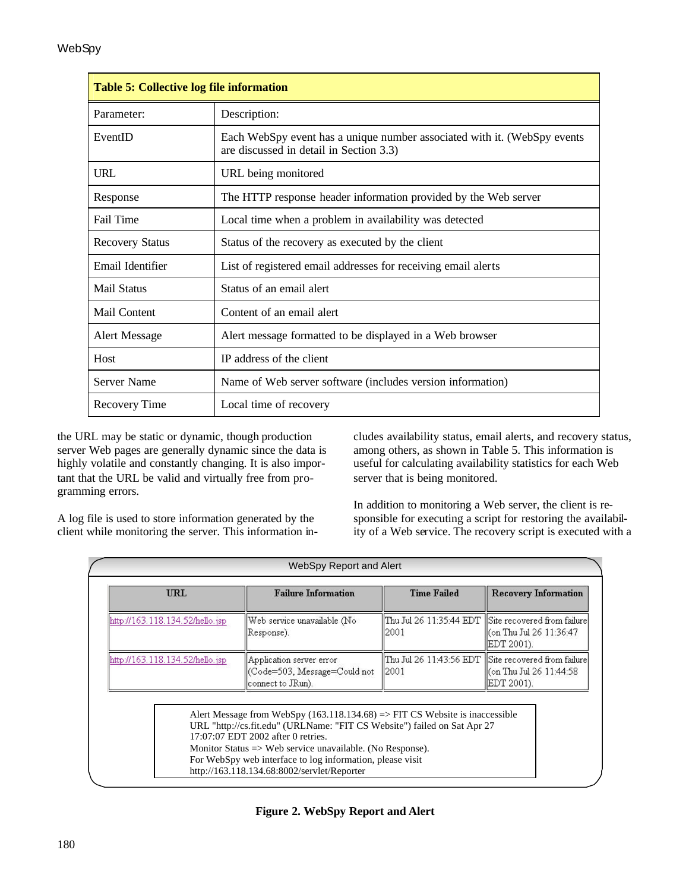| Table 5: Collective log file information | |
|---|---|
| Parameter: | Description: |
| EventID | Each WebSpy event has a unique number associated with it. (WebSpy events are discussed in detail in Section 3.3) |
| URL | URL being monitored |
| Response | The HTTP response header information provided by the Web server |
| Fail Time | Local time when a problem in availability was detected |
| Recovery Status | Status of the recovery as executed by the client |
| Email Identifier | List of registered email addresses for receiving email alerts |
| Mail Status | Status of an email alert |
| Mail Content | Content of an email alert |
| Alert Message | Alert message formatted to be displayed in a Web browser |
| Host | IP address of the client |
| Server Name | Name of Web server software (includes version information) |
| Recovery Time | Local time of recovery |

the URL may be static or dynamic, though production server Web pages are generally dynamic since the data is highly volatile and constantly changing. It is also important that the URL be valid and virtually free from programming errors.

A log file is used to store information generated by the client while monitoring the server. This information includes availability status, email alerts, and recovery status, among others, as shown in Table 5. This information is useful for calculating availability statistics for each Web server that is being monitored.

In addition to monitoring a Web server, the client is responsible for executing a script for restoring the availability of a Web service. The recovery script is executed with a

WebSpy Report and Alert

| URL | Failure Information | Time Failed | Recovery Information |
|---|---|---|---|
| http://163.118.134.52/hello.jsp | Web service unavailable (No Response). | Thu Jul 26 11:35:44 EDT 2001 | Site recovered from failure (on Thu Jul 26 11:36:47 EDT 2001). |
| http://163.118.134.52/hello.jsp | Application server error (Code=503, Message=Could not connect to JRun). | Thu Jul 26 11:43:56 EDT 2001 | Site recovered from failure (on Thu Jul 26 11:44:58 EDT 2001). |

Alert Message from WebSpy (163.118.134.68) => FIT CS Website is inaccessible
URL "http://cs.fit.edu" (URLName: "FIT CS Website") failed on Sat Apr 27 17:07:07 EDT 2002 after 0 retries.
Monitor Status => Web service unavailable. (No Response).
For WebSpy web interface to log information, please visit
http://163.118.134.68:8002/servlet/Reporter

**Figure 2. WebSpy Report and Alert**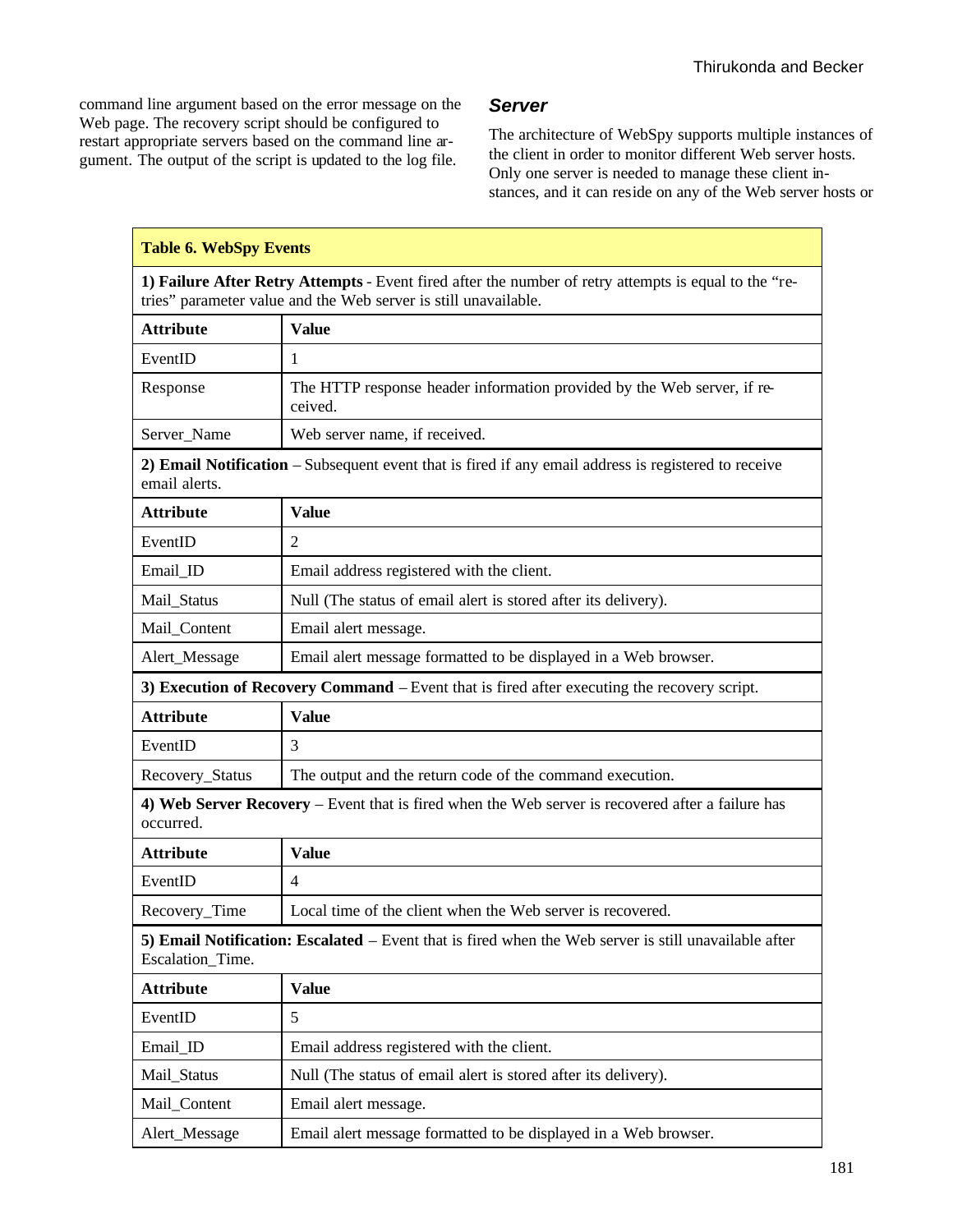command line argument based on the error message on the Web page. The recovery script should be configured to restart appropriate servers based on the command line argument. The output of the script is updated to the log file.

### Server

The architecture of WebSpy supports multiple instances of the client in order to monitor different Web server hosts. Only one server is needed to manage these client instances, and it can reside on any of the Web server hosts or

| **Table 6. WebSpy Events** | |
|---|---|
| **1) Failure After Retry Attempts** - Event fired after the number of retry attempts is equal to the "retries" parameter value and the Web server is still unavailable. | |
| **Attribute** | **Value** |
| EventID | 1 |
| Response | The HTTP response header information provided by the Web server, if received. |
| Server_Name | Web server name, if received. |
| **2) Email Notification** – Subsequent event that is fired if any email address is registered to receive email alerts. | |
| **Attribute** | **Value** |
| EventID | 2 |
| Email_ID | Email address registered with the client. |
| Mail_Status | Null (The status of email alert is stored after its delivery). |
| Mail_Content | Email alert message. |
| Alert_Message | Email alert message formatted to be displayed in a Web browser. |
| **3) Execution of Recovery Command** – Event that is fired after executing the recovery script. | |
| **Attribute** | **Value** |
| EventID | 3 |
| Recovery_Status | The output and the return code of the command execution. |
| **4) Web Server Recovery** – Event that is fired when the Web server is recovered after a failure has occurred. | |
| **Attribute** | **Value** |
| EventID | 4 |
| Recovery_Time | Local time of the client when the Web server is recovered. |
| **5) Email Notification: Escalated** – Event that is fired when the Web server is still unavailable after Escalation_Time. | |
| **Attribute** | **Value** |
| EventID | 5 |
| Email_ID | Email address registered with the client. |
| Mail_Status | Null (The status of email alert is stored after its delivery). |
| Mail_Content | Email alert message. |
| Alert_Message | Email alert message formatted to be displayed in a Web browser. |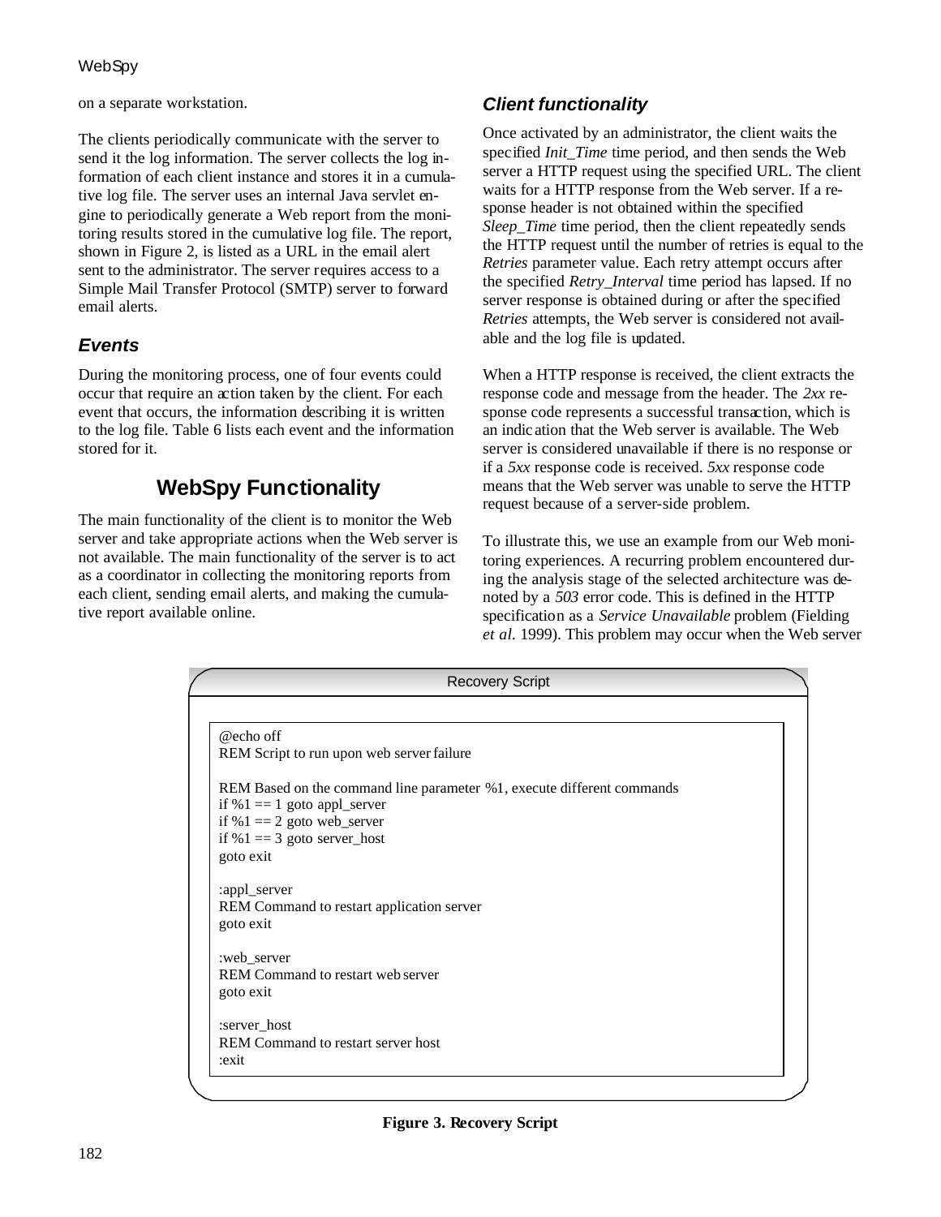on a separate workstation.

The clients periodically communicate with the server to send it the log information. The server collects the log information of each client instance and stores it in a cumulative log file. The server uses an internal Java servlet engine to periodically generate a Web report from the monitoring results stored in the cumulative log file. The report, shown in Figure 2, is listed as a URL in the email alert sent to the administrator. The server requires access to a Simple Mail Transfer Protocol (SMTP) server to forward email alerts.

### *Events*

During the monitoring process, one of four events could occur that require an action taken by the client. For each event that occurs, the information describing it is written to the log file. Table 6 lists each event and the information stored for it.

## WebSpy Functionality

The main functionality of the client is to monitor the Web server and take appropriate actions when the Web server is not available. The main functionality of the server is to act as a coordinator in collecting the monitoring reports from each client, sending email alerts, and making the cumulative report available online.

### *Client functionality*

Once activated by an administrator, the client waits the specified *Init_Time* time period, and then sends the Web server a HTTP request using the specified URL. The client waits for a HTTP response from the Web server. If a response header is not obtained within the specified *Sleep_Time* time period, then the client repeatedly sends the HTTP request until the number of retries is equal to the *Retries* parameter value. Each retry attempt occurs after the specified *Retry_Interval* time period has lapsed. If no server response is obtained during or after the specified *Retries* attempts, the Web server is considered not available and the log file is updated.

When a HTTP response is received, the client extracts the response code and message from the header. The *2xx* response code represents a successful transaction, which is an indication that the Web server is available. The Web server is considered unavailable if there is no response or if a *5xx* response code is received. *5xx* response code means that the Web server was unable to serve the HTTP request because of a server-side problem.

To illustrate this, we use an example from our Web monitoring experiences. A recurring problem encountered during the analysis stage of the selected architecture was denoted by a *503* error code. This is defined in the HTTP specification as a *Service Unavailable* problem (Fielding *et al.* 1999). This problem may occur when the Web server

Recovery Script

```
@echo off
REM Script to run upon web server failure

REM Based on the command line parameter %1, execute different commands
if %1 == 1 goto appl_server
if %1 == 2 goto web_server
if %1 == 3 goto server_host
goto exit

:appl_server
REM Command to restart application server
goto exit

:web_server
REM Command to restart web server
goto exit

:server_host
REM Command to restart server host
:exit
```

**Figure 3. Recovery Script**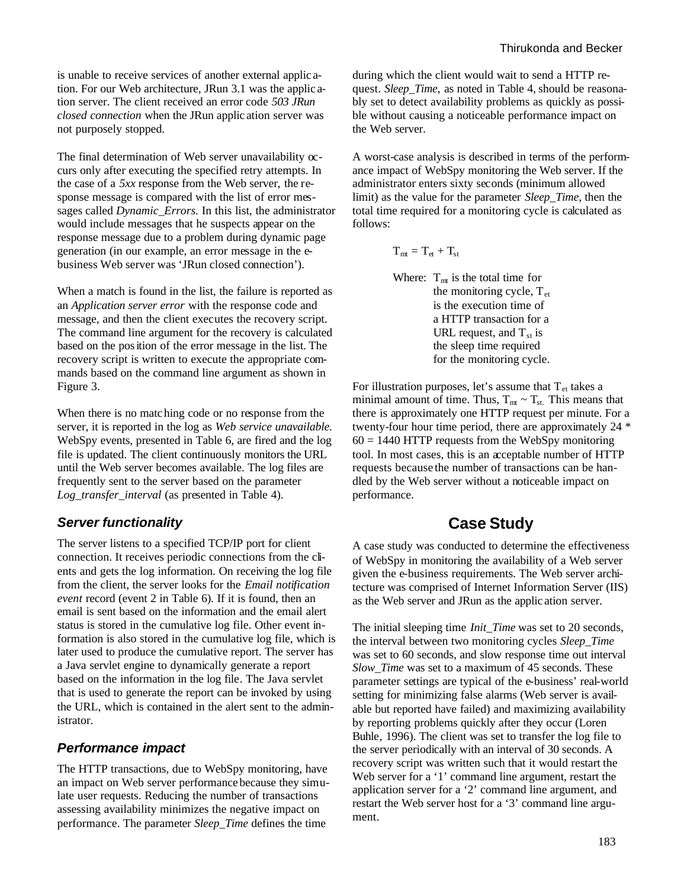is unable to receive services of another external application. For our Web architecture, JRun 3.1 was the application server. The client received an error code *503 JRun closed connection* when the JRun application server was not purposely stopped.

The final determination of Web server unavailability occurs only after executing the specified retry attempts. In the case of a *5xx* response from the Web server, the response message is compared with the list of error messages called *Dynamic_Errors.* In this list, the administrator would include messages that he suspects appear on the response message due to a problem during dynamic page generation (in our example, an error message in the e-business Web server was 'JRun closed connection').

When a match is found in the list, the failure is reported as an *Application server error* with the response code and message, and then the client executes the recovery script. The command line argument for the recovery is calculated based on the position of the error message in the list. The recovery script is written to execute the appropriate commands based on the command line argument as shown in Figure 3.

When there is no matching code or no response from the server, it is reported in the log as *Web service unavailable.* WebSpy events, presented in Table 6, are fired and the log file is updated. The client continuously monitors the URL until the Web server becomes available. The log files are frequently sent to the server based on the parameter *Log_transfer_interval* (as presented in Table 4).

### *Server functionality*

The server listens to a specified TCP/IP port for client connection. It receives periodic connections from the clients and gets the log information. On receiving the log file from the client, the server looks for the *Email notification event* record (event 2 in Table 6). If it is found, then an email is sent based on the information and the email alert status is stored in the cumulative log file. Other event information is also stored in the cumulative log file, which is later used to produce the cumulative report. The server has a Java servlet engine to dynamically generate a report based on the information in the log file. The Java servlet that is used to generate the report can be invoked by using the URL, which is contained in the alert sent to the administrator.

### *Performance impact*

The HTTP transactions, due to WebSpy monitoring, have an impact on Web server performance because they simulate user requests. Reducing the number of transactions assessing availability minimizes the negative impact on performance. The parameter *Sleep_Time* defines the time during which the client would wait to send a HTTP request. *Sleep_Time*, as noted in Table 4, should be reasonably set to detect availability problems as quickly as possible without causing a noticeable performance impact on the Web server.

A worst-case analysis is described in terms of the performance impact of WebSpy monitoring the Web server. If the administrator enters sixty seconds (minimum allowed limit) as the value for the parameter *Sleep_Time*, then the total time required for a monitoring cycle is calculated as follows:

$$T_{mt} = T_{et} + T_{st}$$

Where: $T_{mt}$ is the total time for the monitoring cycle, $T_{et}$ is the execution time of a HTTP transaction for a URL request, and $T_{st}$ is the sleep time required for the monitoring cycle.

For illustration purposes, let's assume that $T_{et}$ takes a minimal amount of time. Thus, $T_{mt} \sim T_{st.}$ This means that there is approximately one HTTP request per minute. For a twenty-four hour time period, there are approximately 24 * 60 = 1440 HTTP requests from the WebSpy monitoring tool. In most cases, this is an acceptable number of HTTP requests because the number of transactions can be handled by the Web server without a noticeable impact on performance.

## Case Study

A case study was conducted to determine the effectiveness of WebSpy in monitoring the availability of a Web server given the e-business requirements. The Web server architecture was comprised of Internet Information Server (IIS) as the Web server and JRun as the application server.

The initial sleeping time *Init_Time* was set to 20 seconds, the interval between two monitoring cycles *Sleep_Time* was set to 60 seconds, and slow response time out interval *Slow_Time* was set to a maximum of 45 seconds. These parameter settings are typical of the e-business' real-world setting for minimizing false alarms (Web server is available but reported have failed) and maximizing availability by reporting problems quickly after they occur (Loren Buhle, 1996). The client was set to transfer the log file to the server periodically with an interval of 30 seconds. A recovery script was written such that it would restart the Web server for a '1' command line argument, restart the application server for a '2' command line argument, and restart the Web server host for a '3' command line argument.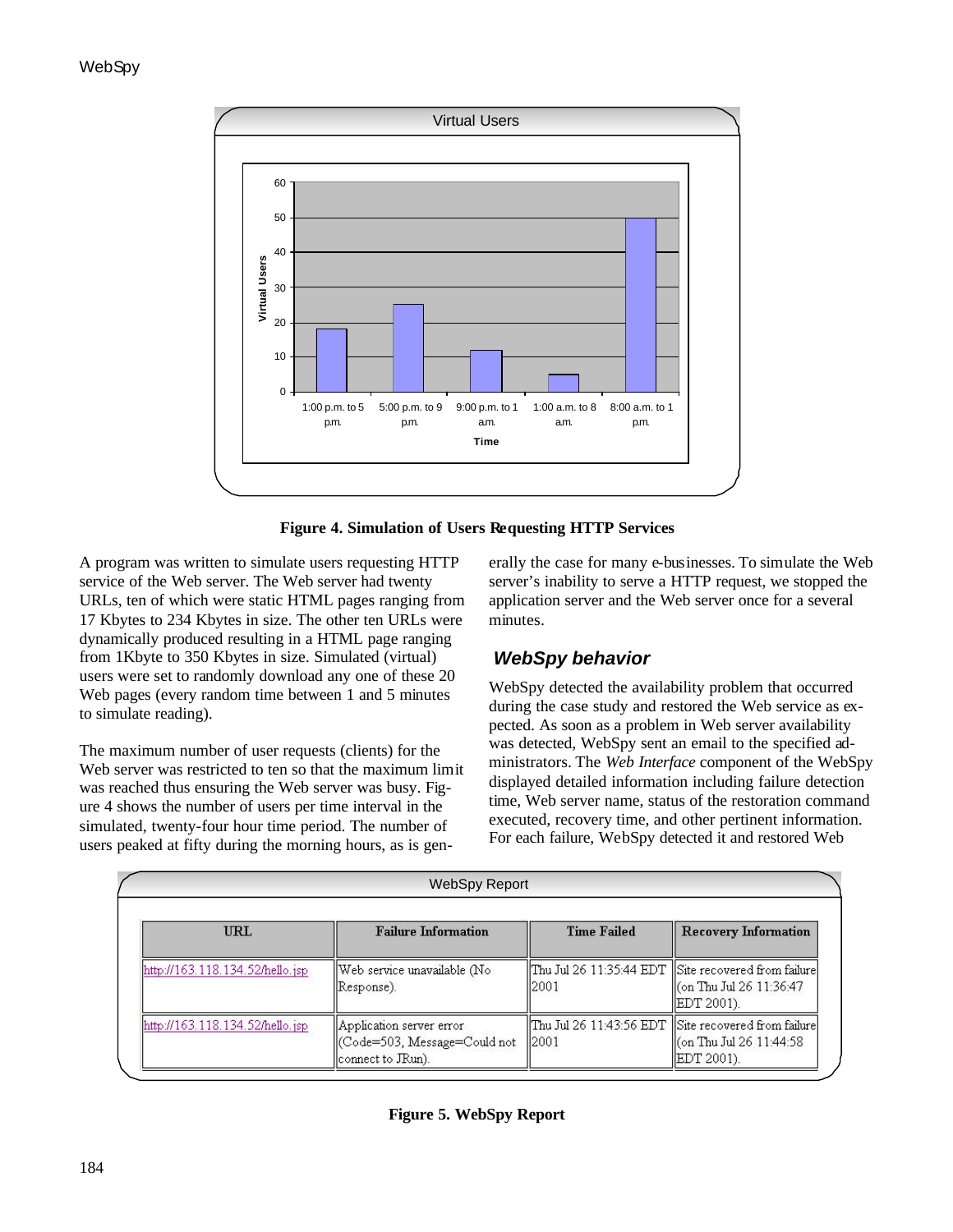Figure 4. Simulation of Users Requesting HTTP Services

A program was written to simulate users requesting HTTP service of the Web server. The Web server had twenty URLs, ten of which were static HTML pages ranging from 17 Kbytes to 234 Kbytes in size. The other ten URLs were dynamically produced resulting in a HTML page ranging from 1Kbyte to 350 Kbytes in size. Simulated (virtual) users were set to randomly download any one of these 20 Web pages (every random time between 1 and 5 minutes to simulate reading).

The maximum number of user requests (clients) for the Web server was restricted to ten so that the maximum limit was reached thus ensuring the Web server was busy. Figure 4 shows the number of users per time interval in the simulated, twenty-four hour time period. The number of users peaked at fifty during the morning hours, as is generally the case for many e-businesses. To simulate the Web server's inability to serve a HTTP request, we stopped the application server and the Web server once for a several minutes.

### WebSpy behavior

WebSpy detected the availability problem that occurred during the case study and restored the Web service as expected. As soon as a problem in Web server availability was detected, WebSpy sent an email to the specified administrators. The *Web Interface* component of the WebSpy displayed detailed information including failure detection time, Web server name, status of the restoration command executed, recovery time, and other pertinent information. For each failure, WebSpy detected it and restored Web

WebSpy Report

| URL | Failure Information | Time Failed | Recovery Information |
|---|---|---|---|
| http://163.118.134.52/hello.jsp | Web service unavailable (No Response). | Thu Jul 26 11:35:44 EDT 2001 | Site recovered from failure (on Thu Jul 26 11:36:47 EDT 2001). |
| http://163.118.134.52/hello.jsp | Application server error (Code=503, Message=Could not connect to JRun). | Thu Jul 26 11:43:56 EDT 2001 | Site recovered from failure (on Thu Jul 26 11:44:58 EDT 2001). |

Figure 5. WebSpy Report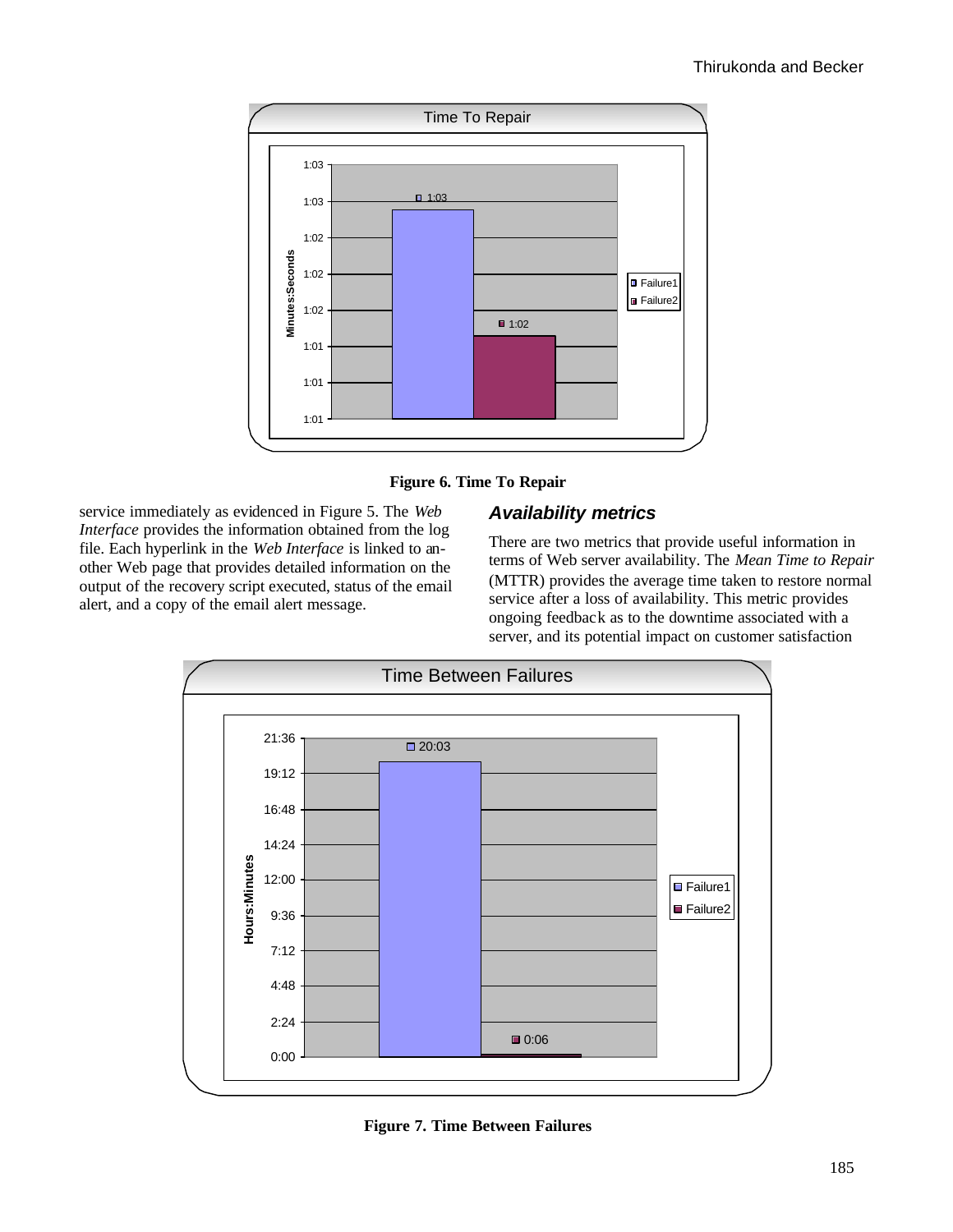Figure 6. Time To Repair

service immediately as evidenced in Figure 5. The *Web Interface* provides the information obtained from the log file. Each hyperlink in the *Web Interface* is linked to another Web page that provides detailed information on the output of the recovery script executed, status of the email alert, and a copy of the email alert message.

### Availability metrics

There are two metrics that provide useful information in terms of Web server availability. The *Mean Time to Repair* (MTTR) provides the average time taken to restore normal service after a loss of availability. This metric provides ongoing feedback as to the downtime associated with a server, and its potential impact on customer satisfaction

Figure 7. Time Between Failures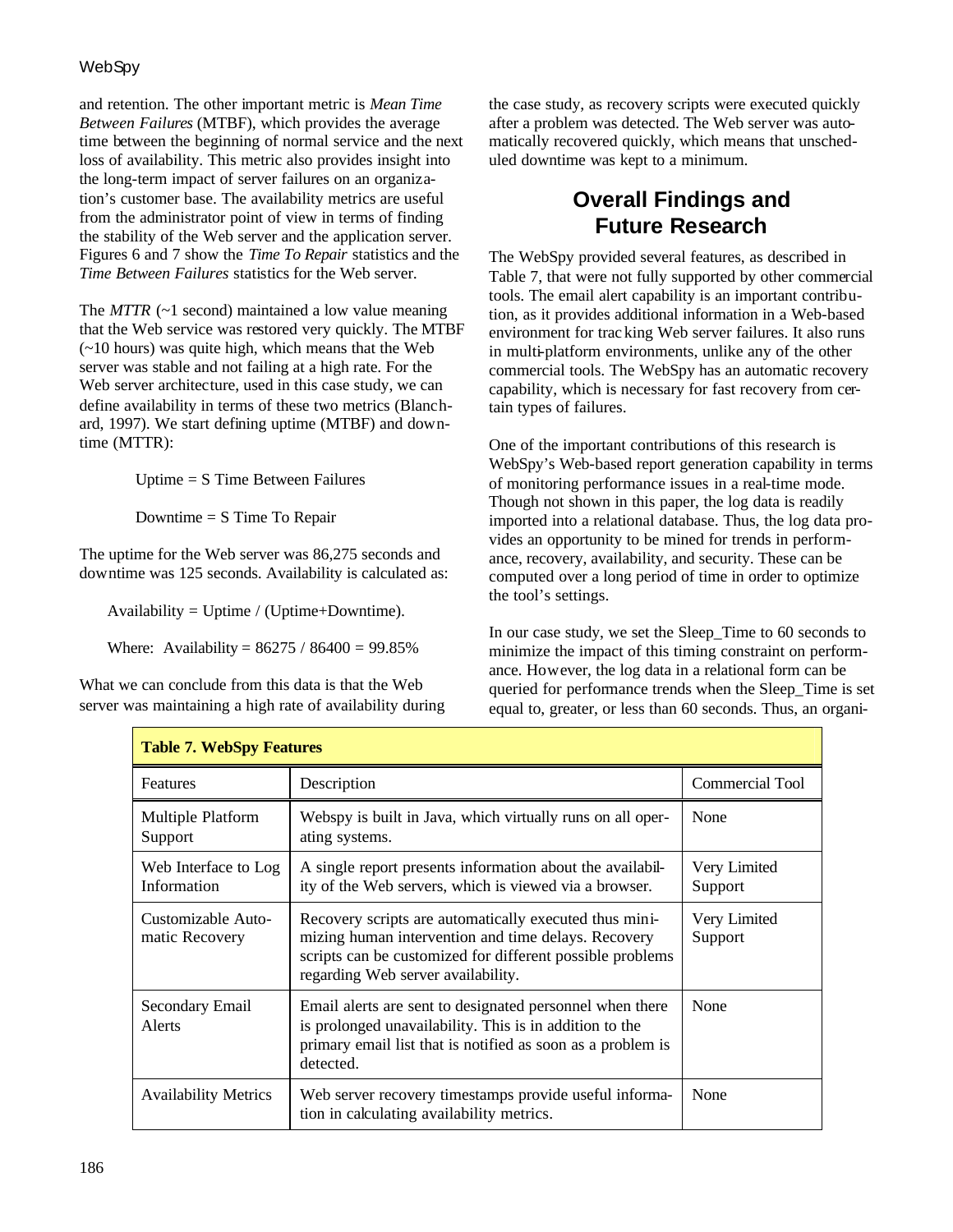and retention. The other important metric is *Mean Time Between Failures* (MTBF), which provides the average time between the beginning of normal service and the next loss of availability. This metric also provides insight into the long-term impact of server failures on an organization's customer base. The availability metrics are useful from the administrator point of view in terms of finding the stability of the Web server and the application server. Figures 6 and 7 show the *Time To Repair* statistics and the *Time Between Failures* statistics for the Web server.

The *MTTR* (~1 second) maintained a low value meaning that the Web service was restored very quickly. The MTBF (~10 hours) was quite high, which means that the Web server was stable and not failing at a high rate. For the Web server architecture, used in this case study, we can define availability in terms of these two metrics (Blanchard, 1997). We start defining uptime (MTBF) and downtime (MTTR):

Uptime = S Time Between Failures

Downtime = S Time To Repair

The uptime for the Web server was 86,275 seconds and downtime was 125 seconds. Availability is calculated as:

Availability = Uptime / (Uptime+Downtime).

Where: Availability = 86275 / 86400 = 99.85%

What we can conclude from this data is that the Web server was maintaining a high rate of availability during the case study, as recovery scripts were executed quickly after a problem was detected. The Web server was automatically recovered quickly, which means that unscheduled downtime was kept to a minimum.

## Overall Findings and Future Research

The WebSpy provided several features, as described in Table 7, that were not fully supported by other commercial tools. The email alert capability is an important contribution, as it provides additional information in a Web-based environment for tracking Web server failures. It also runs in multi-platform environments, unlike any of the other commercial tools. The WebSpy has an automatic recovery capability, which is necessary for fast recovery from certain types of failures.

One of the important contributions of this research is WebSpy's Web-based report generation capability in terms of monitoring performance issues in a real-time mode. Though not shown in this paper, the log data is readily imported into a relational database. Thus, the log data provides an opportunity to be mined for trends in performance, recovery, availability, and security. These can be computed over a long period of time in order to optimize the tool's settings.

In our case study, we set the Sleep_Time to 60 seconds to minimize the impact of this timing constraint on performance. However, the log data in a relational form can be queried for performance trends when the Sleep_Time is set equal to, greater, or less than 60 seconds. Thus, an organi-

**Table 7. WebSpy Features**

| Features | Description | Commercial Tool |
|---|---|---|
| Multiple Platform Support | Webspy is built in Java, which virtually runs on all operating systems. | None |
| Web Interface to Log Information | A single report presents information about the availability of the Web servers, which is viewed via a browser. | Very Limited Support |
| Customizable Automatic Recovery | Recovery scripts are automatically executed thus minimizing human intervention and time delays. Recovery scripts can be customized for different possible problems regarding Web server availability. | Very Limited Support |
| Secondary Email Alerts | Email alerts are sent to designated personnel when there is prolonged unavailability. This is in addition to the primary email list that is notified as soon as a problem is detected. | None |
| Availability Metrics | Web server recovery timestamps provide useful information in calculating availability metrics. | None |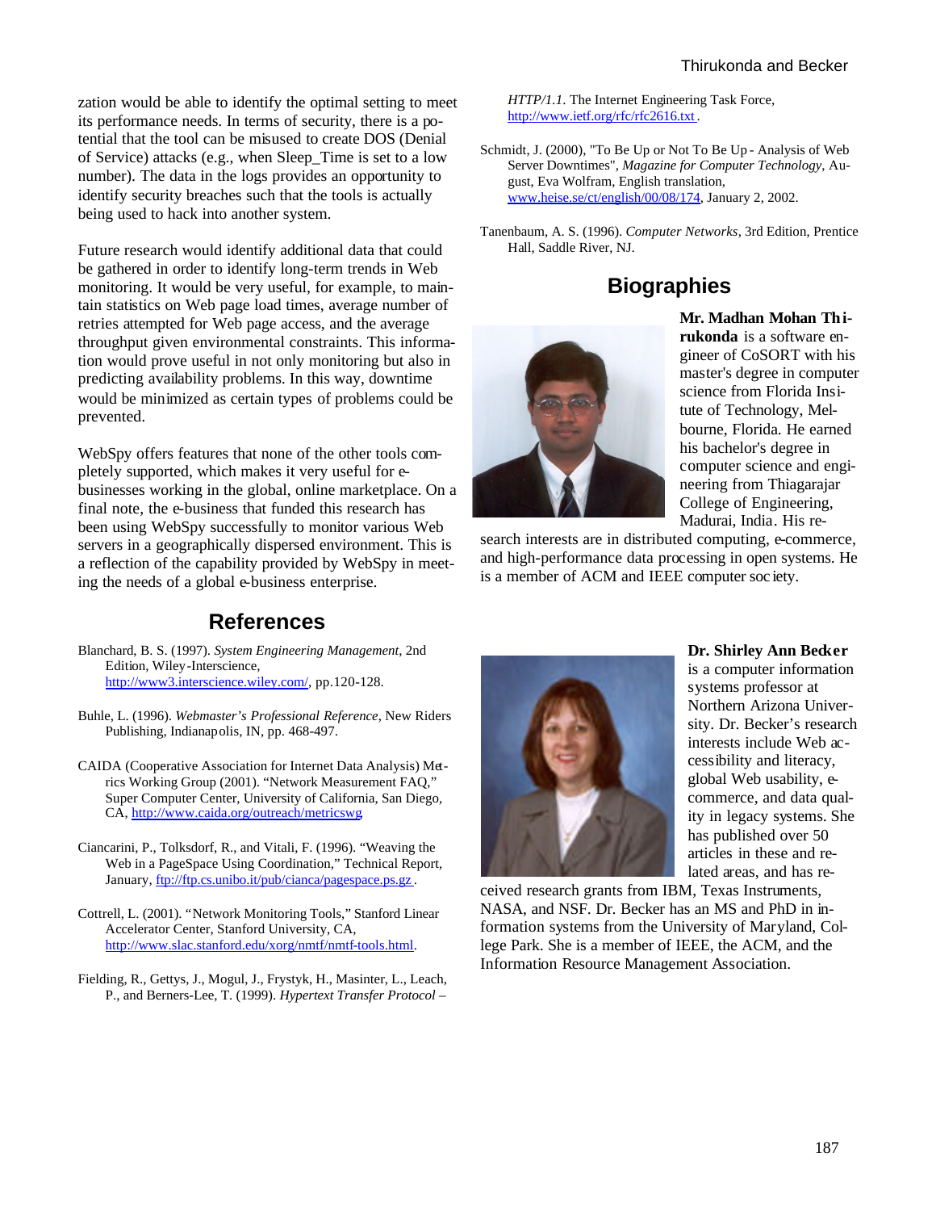zation would be able to identify the optimal setting to meet its performance needs. In terms of security, there is a potential that the tool can be misused to create DOS (Denial of Service) attacks (e.g., when Sleep_Time is set to a low number). The data in the logs provides an opportunity to identify security breaches such that the tools is actually being used to hack into another system.

Future research would identify additional data that could be gathered in order to identify long-term trends in Web monitoring. It would be very useful, for example, to maintain statistics on Web page load times, average number of retries attempted for Web page access, and the average throughput given environmental constraints. This information would prove useful in not only monitoring but also in predicting availability problems. In this way, downtime would be minimized as certain types of problems could be prevented.

WebSpy offers features that none of the other tools completely supported, which makes it very useful for e-businesses working in the global, online marketplace. On a final note, the e-business that funded this research has been using WebSpy successfully to monitor various Web servers in a geographically dispersed environment. This is a reflection of the capability provided by WebSpy in meeting the needs of a global e-business enterprise.

## References

Blanchard, B. S. (1997). *System Engineering Management*, 2nd Edition, Wiley-Interscience, http://www3.interscience.wiley.com/, pp.120-128.

Buhle, L. (1996). *Webmaster's Professional Reference*, New Riders Publishing, Indianapolis, IN, pp. 468-497.

CAIDA (Cooperative Association for Internet Data Analysis) Metrics Working Group (2001). "Network Measurement FAQ," Super Computer Center, University of California, San Diego, CA, http://www.caida.org/outreach/metricswg.

Ciancarini, P., Tolksdorf, R., and Vitali, F. (1996). "Weaving the Web in a PageSpace Using Coordination," Technical Report, January, ftp://ftp.cs.unibo.it/pub/cianca/pagespace.ps.gz.

Cottrell, L. (2001). "Network Monitoring Tools," Stanford Linear Accelerator Center, Stanford University, CA, http://www.slac.stanford.edu/xorg/nmtf/nmtf-tools.html.

Fielding, R., Gettys, J., Mogul, J., Frystyk, H., Masinter, L., Leach, P., and Berners-Lee, T. (1999). *Hypertext Transfer Protocol – HTTP/1.1*. The Internet Engineering Task Force, http://www.ietf.org/rfc/rfc2616.txt.

Schmidt, J. (2000), "To Be Up or Not To Be Up - Analysis of Web Server Downtimes", *Magazine for Computer Technology*, August, Eva Wolfram, English translation, www.heise.se/ct/english/00/08/174, January 2, 2002.

Tanenbaum, A. S. (1996). *Computer Networks*, 3rd Edition, Prentice Hall, Saddle River, NJ.

## Biographies

**Mr. Madhan Mohan Thirukonda** is a software engineer of CoSORT with his master's degree in computer science from Florida Insitute of Technology, Melbourne, Florida. He earned his bachelor's degree in computer science and engineering from Thiagarajar College of Engineering, Madurai, India. His research interests are in distributed computing, e-commerce, and high-performance data processing in open systems. He is a member of ACM and IEEE computer society.

**Dr. Shirley Ann Becker** is a computer information systems professor at Northern Arizona University. Dr. Becker's research interests include Web accessibility and literacy, global Web usability, e-commerce, and data quality in legacy systems. She has published over 50 articles in these and related areas, and has received research grants from IBM, Texas Instruments, NASA, and NSF. Dr. Becker has an MS and PhD in information systems from the University of Maryland, College Park. She is a member of IEEE, the ACM, and the Information Resource Management Association.